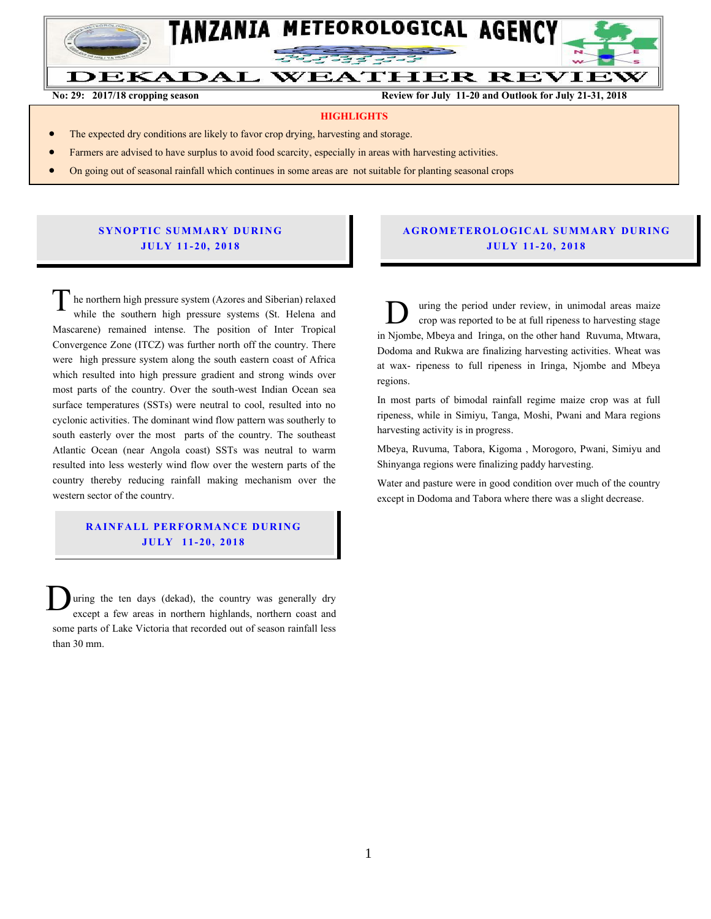# TANZANIA METEOROLOGICAL AGENCY

# DEKADAL WEATHER REVIEW

**No: 29: 2017/18 cropping season** | **Review for July 11-20 and Outlook for July 21-31, 2018**

## HIGHLIGHTS

- The expected dry conditions are likely to favor crop drying, harvesting and storage.
- Farmers are advised to have surplus to avoid food scarcity, especially in areas with harvesting activities.
- On going out of seasonal rainfall which continues in some areas are not suitable for planting seasonal crops

## SYNOPTIC SUMMARY DURING JULY 11-20, 2018

The northern high pressure system (Azores and Siberian) relaxed while the southern high pressure systems (St. Helena and Mascarene) remained intense. The position of Inter Tropical Convergence Zone (ITCZ) was further north off the country. There were high pressure system along the south eastern coast of Africa which resulted into high pressure gradient and strong winds over most parts of the country. Over the south-west Indian Ocean sea surface temperatures (SSTs) were neutral to cool, resulted into no cyclonic activities. The dominant wind flow pattern was southerly to south easterly over the most parts of the country. The southeast Atlantic Ocean (near Angola coast) SSTs was neutral to warm resulted into less westerly wind flow over the western parts of the country thereby reducing rainfall making mechanism over the western sector of the country.

## RAINFALL PERFORMANCE DURING JULY 11-20, 2018

During the ten days (dekad), the country was generally dry except a few areas in northern highlands, northern coast and some parts of Lake Victoria that recorded out of season rainfall less than 30 mm.

## AGROMETEROLOGICAL SUMMARY DURING JULY 11-20, 2018

During the period under review, in unimodal areas maize crop was reported to be at full ripeness to harvesting stage in Njombe, Mbeya and Iringa, on the other hand Ruvuma, Mtwara, Dodoma and Rukwa are finalizing harvesting activities. Wheat was at wax- ripeness to full ripeness in Iringa, Njombe and Mbeya regions.

In most parts of bimodal rainfall regime maize crop was at full ripeness, while in Simiyu, Tanga, Moshi, Pwani and Mara regions harvesting activity is in progress.

Mbeya, Ruvuma, Tabora, Kigoma , Morogoro, Pwani, Simiyu and Shinyanga regions were finalizing paddy harvesting.

Water and pasture were in good condition over much of the country except in Dodoma and Tabora where there was a slight decrease.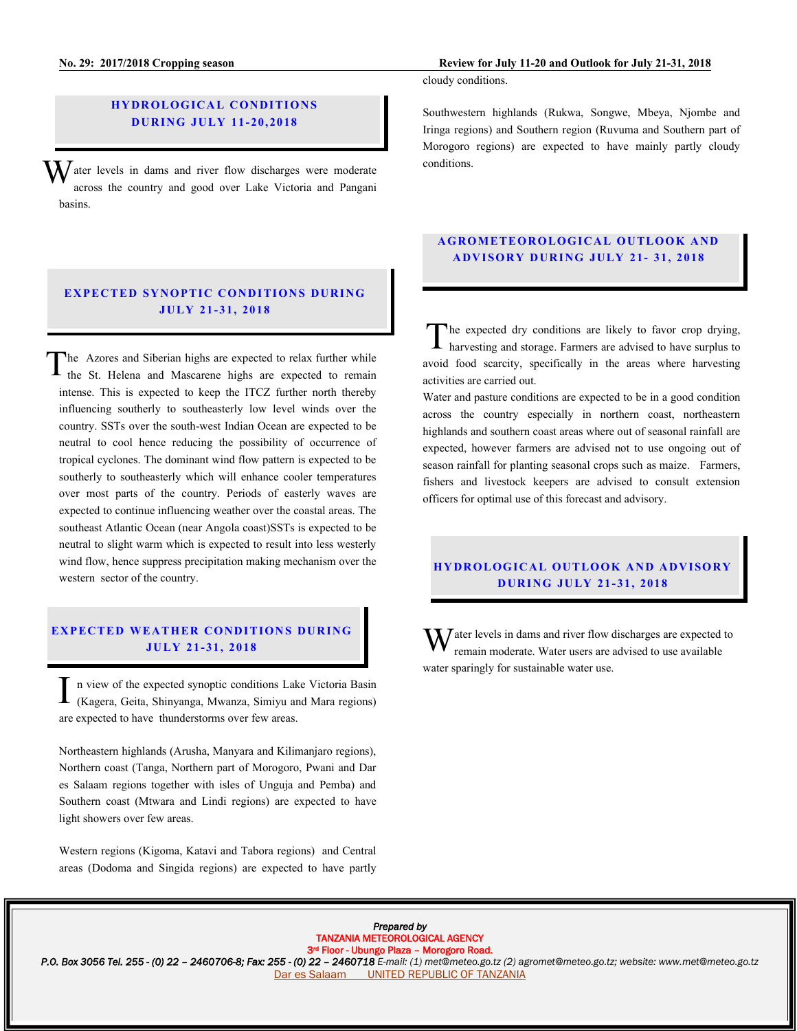## HYDROLOGICAL CONDITIONS DURING JULY 11-20,2018

Water levels in dams and river flow discharges were moderate across the country and good over Lake Victoria and Pangani basins.

## EXPECTED SYNOPTIC CONDITIONS DURING JULY 21-31, 2018

The Azores and Siberian highs are expected to relax further while the St. Helena and Mascarene highs are expected to remain intense. This is expected to keep the ITCZ further north thereby influencing southerly to southeasterly low level winds over the country. SSTs over the south-west Indian Ocean are expected to be neutral to cool hence reducing the possibility of occurrence of tropical cyclones. The dominant wind flow pattern is expected to be southerly to southeasterly which will enhance cooler temperatures over most parts of the country. Periods of easterly waves are expected to continue influencing weather over the coastal areas. The southeast Atlantic Ocean (near Angola coast)SSTs is expected to be neutral to slight warm which is expected to result into less westerly wind flow, hence suppress precipitation making mechanism over the western sector of the country.

## EXPECTED WEATHER CONDITIONS DURING JULY 21-31, 2018

In view of the expected synoptic conditions Lake Victoria Basin (Kagera, Geita, Shinyanga, Mwanza, Simiyu and Mara regions) are expected to have thunderstorms over few areas.

Northeastern highlands (Arusha, Manyara and Kilimanjaro regions), Northern coast (Tanga, Northern part of Morogoro, Pwani and Dar es Salaam regions together with isles of Unguja and Pemba) and Southern coast (Mtwara and Lindi regions) are expected to have light showers over few areas.

Western regions (Kigoma, Katavi and Tabora regions) and Central areas (Dodoma and Singida regions) are expected to have partly cloudy conditions.

Southwestern highlands (Rukwa, Songwe, Mbeya, Njombe and Iringa regions) and Southern region (Ruvuma and Southern part of Morogoro regions) are expected to have mainly partly cloudy conditions.

## AGROMETEOROLOGICAL OUTLOOK AND ADVISORY DURING JULY 21- 31, 2018

The expected dry conditions are likely to favor crop drying, harvesting and storage. Farmers are advised to have surplus to avoid food scarcity, specifically in the areas where harvesting activities are carried out.

Water and pasture conditions are expected to be in a good condition across the country especially in northern coast, northeastern highlands and southern coast areas where out of seasonal rainfall are expected, however farmers are advised not to use ongoing out of season rainfall for planting seasonal crops such as maize. Farmers, fishers and livestock keepers are advised to consult extension officers for optimal use of this forecast and advisory.

## HYDROLOGICAL OUTLOOK AND ADVISORY DURING JULY 21-31, 2018

Water levels in dams and river flow discharges are expected to remain moderate. Water users are advised to use available water sparingly for sustainable water use.

*Prepared by*
TANZANIA METEOROLOGICAL AGENCY
3rd Floor - Ubungo Plaza – Morogoro Road.
*P.O. Box 3056 Tel. 255 - (0) 22 – 2460706-8; Fax: 255 - (0) 22 – 2460718 E-mail: (1) met@meteo.go.tz (2) agromet@meteo.go.tz; website: www.met@meteo.go.tz*
Dar es Salaam UNITED REPUBLIC OF TANZANIA